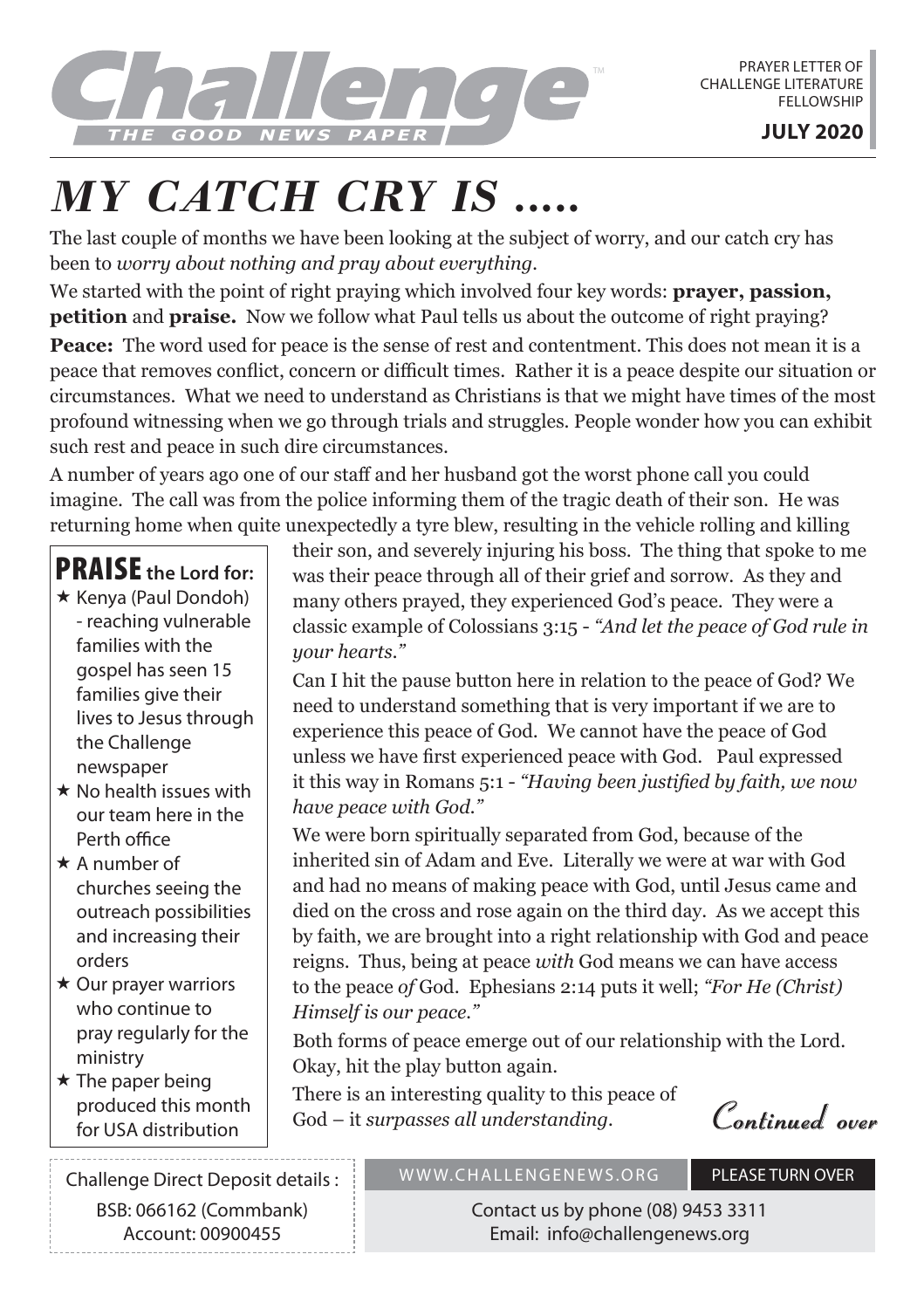# Challenge

THE GOOD NEWS PAPER

PRAYER LETTER OF CHALLENGE LITERATURE FELLOWSHIP

**JULY 2020**

# *MY CATCH CRY IS .....*

The last couple of months we have been looking at the subject of worry, and our catch cry has been to *worry about nothing and pray about everything*.

We started with the point of right praying which involved four key words: **prayer, passion, petition** and **praise.** Now we follow what Paul tells us about the outcome of right praying?

**Peace:** The word used for peace is the sense of rest and contentment. This does not mean it is a peace that removes conflict, concern or difficult times. Rather it is a peace despite our situation or circumstances. What we need to understand as Christians is that we might have times of the most profound witnessing when we go through trials and struggles. People wonder how you can exhibit such rest and peace in such dire circumstances.

A number of years ago one of our staff and her husband got the worst phone call you could imagine. The call was from the police informing them of the tragic death of their son. He was returning home when quite unexpectedly a tyre blew, resulting in the vehicle rolling and killing their son, and severely injuring his boss. The thing that spoke to me was their peace through all of their grief and sorrow. As they and many others prayed, they experienced God's peace. They were a classic example of Colossians 3:15 - *"And let the peace of God rule in your hearts."*

Can I hit the pause button here in relation to the peace of God? We need to understand something that is very important if we are to experience this peace of God. We cannot have the peace of God unless we have first experienced peace with God. Paul expressed it this way in Romans 5:1 - *"Having been justified by faith, we now have peace with God."*

We were born spiritually separated from God, because of the inherited sin of Adam and Eve. Literally we were at war with God and had no means of making peace with God, until Jesus came and died on the cross and rose again on the third day. As we accept this by faith, we are brought into a right relationship with God and peace reigns. Thus, being at peace *with* God means we can have access to the peace *of* God. Ephesians 2:14 puts it well; *"For He (Christ) Himself is our peace."*

Both forms of peace emerge out of our relationship with the Lord. Okay, hit the play button again.

There is an interesting quality to this peace of God – it *surpasses all understanding*.

*Continued over*

## PRAISE the Lord for:

- ★ Kenya (Paul Dondoh) - reaching vulnerable families with the gospel has seen 15 families give their lives to Jesus through the Challenge newspaper
- ★ No health issues with our team here in the Perth office
- ★ A number of churches seeing the outreach possibilities and increasing their orders
- ★ Our prayer warriors who continue to pray regularly for the ministry
- ★ The paper being produced this month for USA distribution

Challenge Direct Deposit details :
BSB: 066162 (Commbank)
Account: 00900455

WWW.CHALLENGENEWS.ORG — PLEASE TURN OVER

Contact us by phone (08) 9453 3311
Email: info@challengenews.org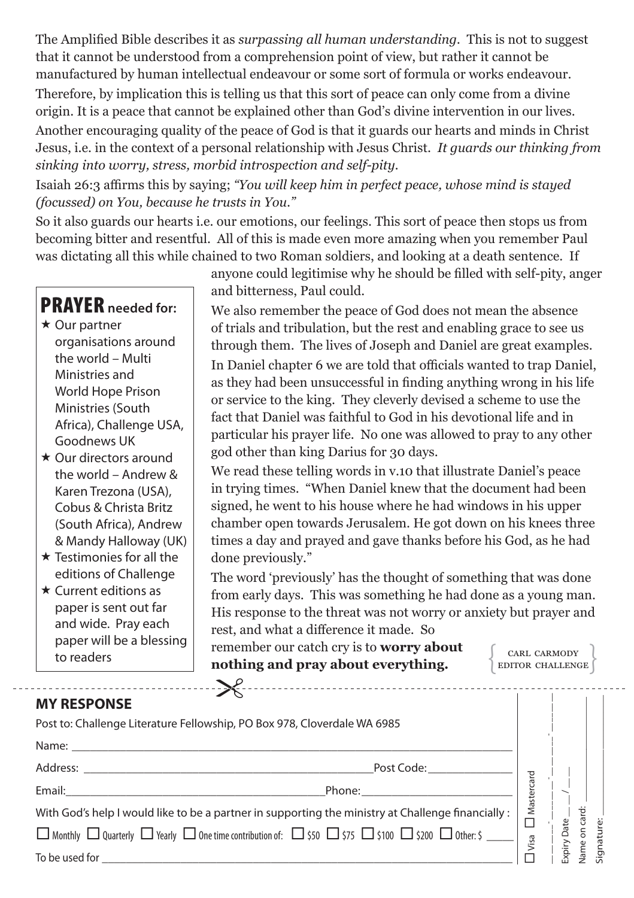The Amplified Bible describes it as *surpassing all human understanding*. This is not to suggest that it cannot be understood from a comprehension point of view, but rather it cannot be manufactured by human intellectual endeavour or some sort of formula or works endeavour.

Therefore, by implication this is telling us that this sort of peace can only come from a divine origin. It is a peace that cannot be explained other than God's divine intervention in our lives.

Another encouraging quality of the peace of God is that it guards our hearts and minds in Christ Jesus, i.e. in the context of a personal relationship with Jesus Christ. *It guards our thinking from sinking into worry, stress, morbid introspection and self-pity.*

Isaiah 26:3 affirms this by saying; *"You will keep him in perfect peace, whose mind is stayed (focussed) on You, because he trusts in You."*

So it also guards our hearts i.e. our emotions, our feelings. This sort of peace then stops us from becoming bitter and resentful. All of this is made even more amazing when you remember Paul was dictating all this while chained to two Roman soldiers, and looking at a death sentence. If anyone could legitimise why he should be filled with self-pity, anger and bitterness, Paul could.

We also remember the peace of God does not mean the absence of trials and tribulation, but the rest and enabling grace to see us through them. The lives of Joseph and Daniel are great examples.

In Daniel chapter 6 we are told that officials wanted to trap Daniel, as they had been unsuccessful in finding anything wrong in his life or service to the king. They cleverly devised a scheme to use the fact that Daniel was faithful to God in his devotional life and in particular his prayer life. No one was allowed to pray to any other god other than king Darius for 30 days.

We read these telling words in v.10 that illustrate Daniel's peace in trying times. "When Daniel knew that the document had been signed, he went to his house where he had windows in his upper chamber open towards Jerusalem. He got down on his knees three times a day and prayed and gave thanks before his God, as he had done previously."

The word 'previously' has the thought of something that was done from early days. This was something he had done as a young man. His response to the threat was not worry or anxiety but prayer and rest, and what a difference it made. So remember our catch cry is to **worry about nothing and pray about everything.**

CARL CARMODY
EDITOR CHALLENGE

## PRAYER needed for:

- ★ Our partner organisations around the world – Multi Ministries and World Hope Prison Ministries (South Africa), Challenge USA, Goodnews UK
- ★ Our directors around the world – Andrew & Karen Trezona (USA), Cobus & Christa Britz (South Africa), Andrew & Mandy Halloway (UK)
- ★ Testimonies for all the editions of Challenge
- ★ Current editions as paper is sent out far and wide. Pray each paper will be a blessing to readers

---

## MY RESPONSE

Post to: Challenge Literature Fellowship, PO Box 978, Cloverdale WA 6985

Name: ______________________________

Address: ______________________________ Post Code: ____________

Email: ______________________________ Phone: ______________________

With God's help I would like to be a partner in supporting the ministry at Challenge financially :

☐ Monthly ☐ Quarterly ☐ Yearly ☐ One time contribution of: ☐ $50 ☐ $75 ☐ $100 ☐ $200 ☐ Other: $ _____

To be used for ______________________________

☐ Visa ☐ Mastercard

____ - ____ - ____ - ____

Expiry Date __ __ / __ __

Name on card: ____________

Signature: ____________